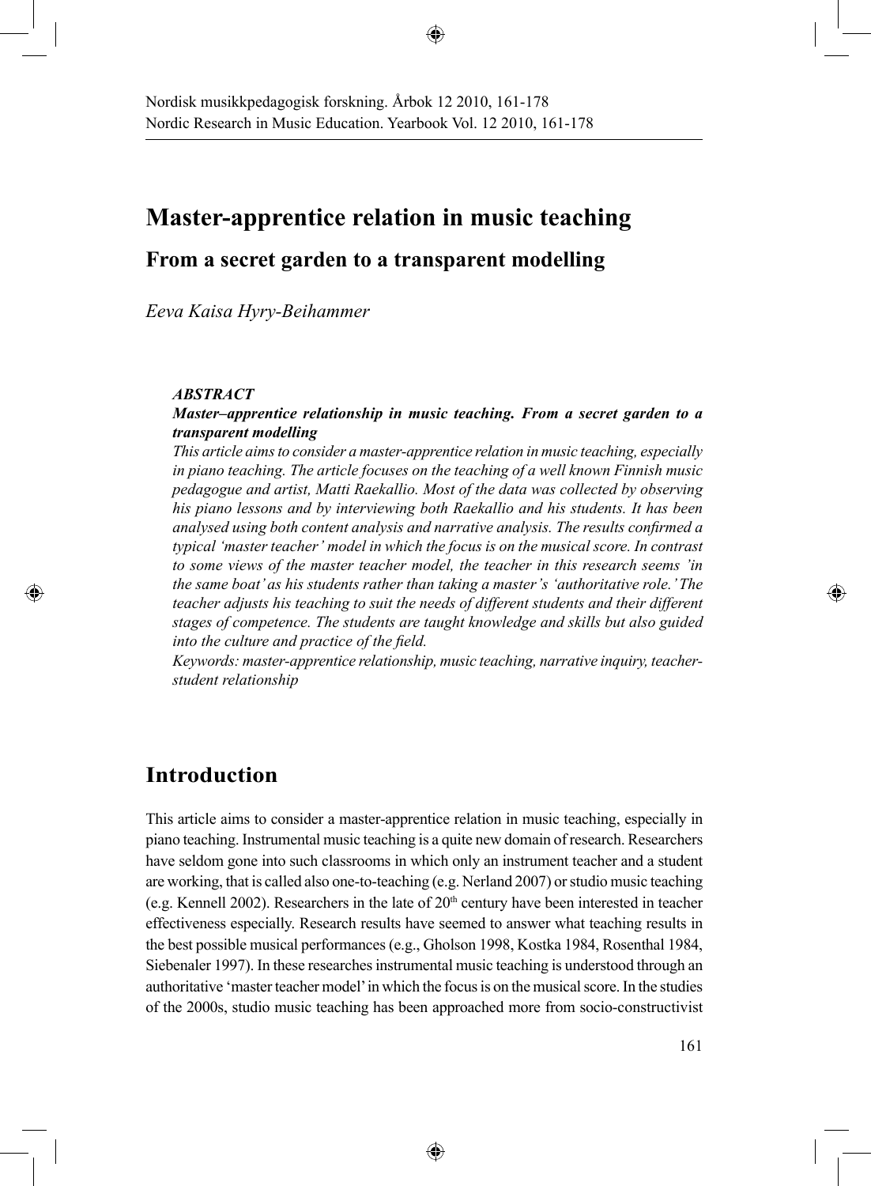# Master-apprentice relation in music teaching

## From a secret garden to a transparent modelling

*Eeva Kaisa Hyry-Beihammer*

***ABSTRACT***

***Master–apprentice relationship in music teaching. From a secret garden to a transparent modelling***

*This article aims to consider a master-apprentice relation in music teaching, especially in piano teaching. The article focuses on the teaching of a well known Finnish music pedagogue and artist, Matti Raekallio. Most of the data was collected by observing his piano lessons and by interviewing both Raekallio and his students. It has been analysed using both content analysis and narrative analysis. The results confirmed a typical 'master teacher' model in which the focus is on the musical score. In contrast to some views of the master teacher model, the teacher in this research seems 'in the same boat' as his students rather than taking a master's 'authoritative role.' The teacher adjusts his teaching to suit the needs of different students and their different stages of competence. The students are taught knowledge and skills but also guided into the culture and practice of the field.*

*Keywords: master-apprentice relationship, music teaching, narrative inquiry, teacher-student relationship*

## Introduction

This article aims to consider a master-apprentice relation in music teaching, especially in piano teaching. Instrumental music teaching is a quite new domain of research. Researchers have seldom gone into such classrooms in which only an instrument teacher and a student are working, that is called also one-to-teaching (e.g. Nerland 2007) or studio music teaching (e.g. Kennell 2002). Researchers in the late of 20th century have been interested in teacher effectiveness especially. Research results have seemed to answer what teaching results in the best possible musical performances (e.g., Gholson 1998, Kostka 1984, Rosenthal 1984, Siebenaler 1997). In these researches instrumental music teaching is understood through an authoritative 'master teacher model' in which the focus is on the musical score. In the studies of the 2000s, studio music teaching has been approached more from socio-constructivist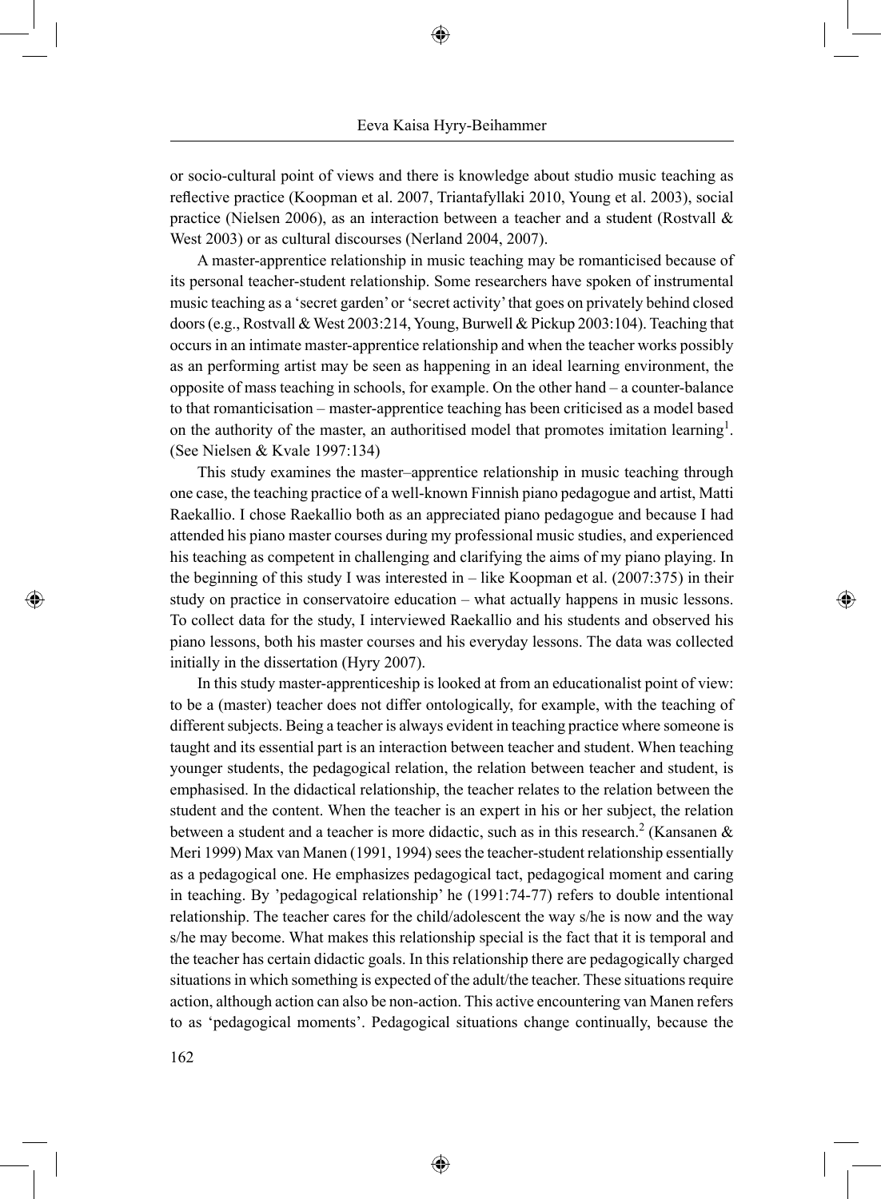or socio-cultural point of views and there is knowledge about studio music teaching as reflective practice (Koopman et al. 2007, Triantafyllaki 2010, Young et al. 2003), social practice (Nielsen 2006), as an interaction between a teacher and a student (Rostvall & West 2003) or as cultural discourses (Nerland 2004, 2007).

A master-apprentice relationship in music teaching may be romanticised because of its personal teacher-student relationship. Some researchers have spoken of instrumental music teaching as a 'secret garden' or 'secret activity' that goes on privately behind closed doors (e.g., Rostvall & West 2003:214, Young, Burwell & Pickup 2003:104). Teaching that occurs in an intimate master-apprentice relationship and when the teacher works possibly as an performing artist may be seen as happening in an ideal learning environment, the opposite of mass teaching in schools, for example. On the other hand – a counter-balance to that romanticisation – master-apprentice teaching has been criticised as a model based on the authority of the master, an authoritised model that promotes imitation learning[1]. (See Nielsen & Kvale 1997:134)

This study examines the master–apprentice relationship in music teaching through one case, the teaching practice of a well-known Finnish piano pedagogue and artist, Matti Raekallio. I chose Raekallio both as an appreciated piano pedagogue and because I had attended his piano master courses during my professional music studies, and experienced his teaching as competent in challenging and clarifying the aims of my piano playing. In the beginning of this study I was interested in – like Koopman et al. (2007:375) in their study on practice in conservatoire education – what actually happens in music lessons. To collect data for the study, I interviewed Raekallio and his students and observed his piano lessons, both his master courses and his everyday lessons. The data was collected initially in the dissertation (Hyry 2007).

In this study master-apprenticeship is looked at from an educationalist point of view: to be a (master) teacher does not differ ontologically, for example, with the teaching of different subjects. Being a teacher is always evident in teaching practice where someone is taught and its essential part is an interaction between teacher and student. When teaching younger students, the pedagogical relation, the relation between teacher and student, is emphasised. In the didactical relationship, the teacher relates to the relation between the student and the content. When the teacher is an expert in his or her subject, the relation between a student and a teacher is more didactic, such as in this research.[2] (Kansanen & Meri 1999) Max van Manen (1991, 1994) sees the teacher-student relationship essentially as a pedagogical one. He emphasizes pedagogical tact, pedagogical moment and caring in teaching. By 'pedagogical relationship' he (1991:74-77) refers to double intentional relationship. The teacher cares for the child/adolescent the way s/he is now and the way s/he may become. What makes this relationship special is the fact that it is temporal and the teacher has certain didactic goals. In this relationship there are pedagogically charged situations in which something is expected of the adult/the teacher. These situations require action, although action can also be non-action. This active encountering van Manen refers to as 'pedagogical moments'. Pedagogical situations change continually, because the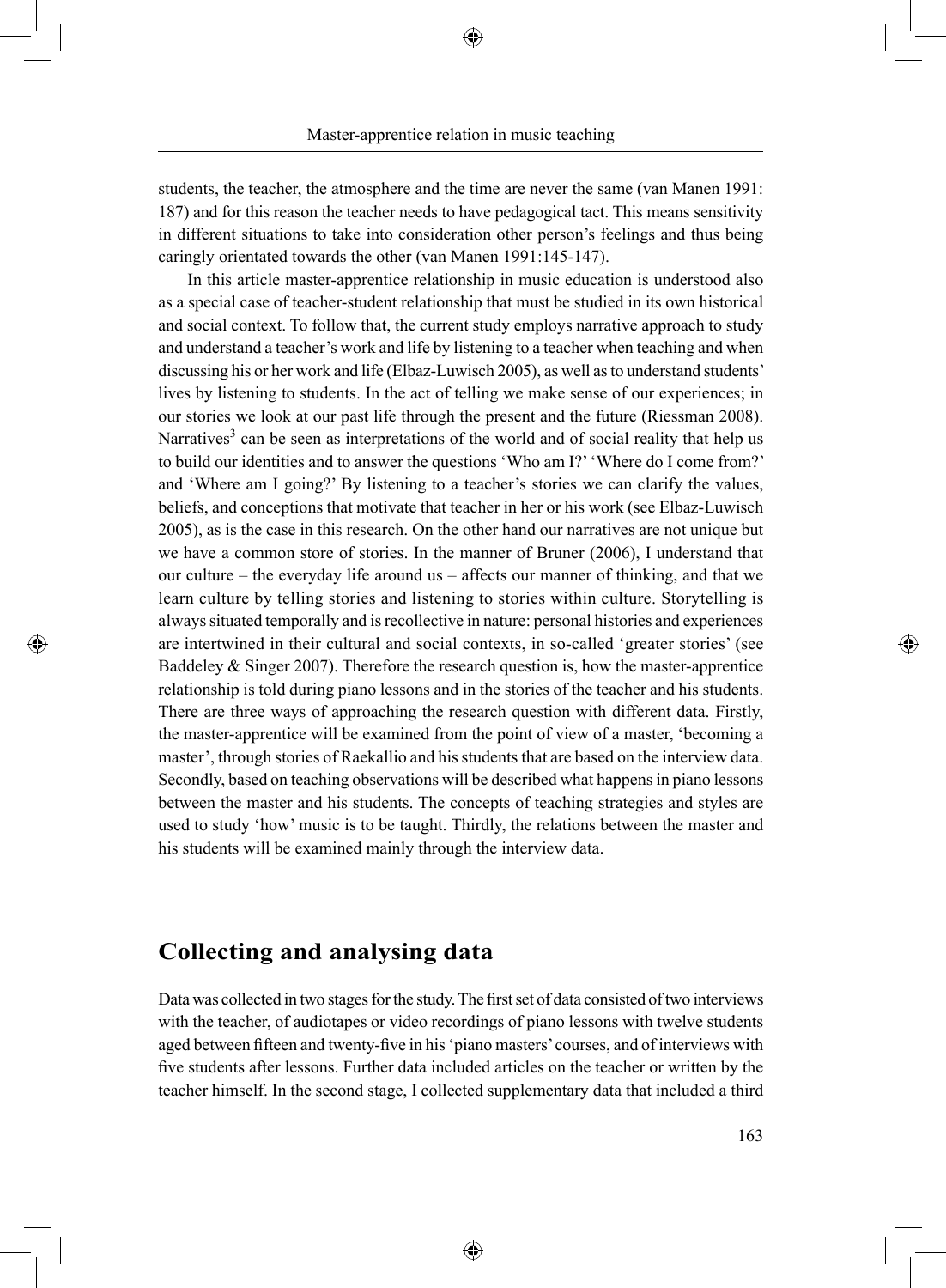students, the teacher, the atmosphere and the time are never the same (van Manen 1991: 187) and for this reason the teacher needs to have pedagogical tact. This means sensitivity in different situations to take into consideration other person's feelings and thus being caringly orientated towards the other (van Manen 1991:145-147).

In this article master-apprentice relationship in music education is understood also as a special case of teacher-student relationship that must be studied in its own historical and social context. To follow that, the current study employs narrative approach to study and understand a teacher's work and life by listening to a teacher when teaching and when discussing his or her work and life (Elbaz-Luwisch 2005), as well as to understand students' lives by listening to students. In the act of telling we make sense of our experiences; in our stories we look at our past life through the present and the future (Riessman 2008). Narratives[3] can be seen as interpretations of the world and of social reality that help us to build our identities and to answer the questions 'Who am I?' 'Where do I come from?' and 'Where am I going?' By listening to a teacher's stories we can clarify the values, beliefs, and conceptions that motivate that teacher in her or his work (see Elbaz-Luwisch 2005), as is the case in this research. On the other hand our narratives are not unique but we have a common store of stories. In the manner of Bruner (2006), I understand that our culture – the everyday life around us – affects our manner of thinking, and that we learn culture by telling stories and listening to stories within culture. Storytelling is always situated temporally and is recollective in nature: personal histories and experiences are intertwined in their cultural and social contexts, in so-called 'greater stories' (see Baddeley & Singer 2007). Therefore the research question is, how the master-apprentice relationship is told during piano lessons and in the stories of the teacher and his students. There are three ways of approaching the research question with different data. Firstly, the master-apprentice will be examined from the point of view of a master, 'becoming a master', through stories of Raekallio and his students that are based on the interview data. Secondly, based on teaching observations will be described what happens in piano lessons between the master and his students. The concepts of teaching strategies and styles are used to study 'how' music is to be taught. Thirdly, the relations between the master and his students will be examined mainly through the interview data.

## Collecting and analysing data

Data was collected in two stages for the study. The first set of data consisted of two interviews with the teacher, of audiotapes or video recordings of piano lessons with twelve students aged between fifteen and twenty-five in his 'piano masters' courses, and of interviews with five students after lessons. Further data included articles on the teacher or written by the teacher himself. In the second stage, I collected supplementary data that included a third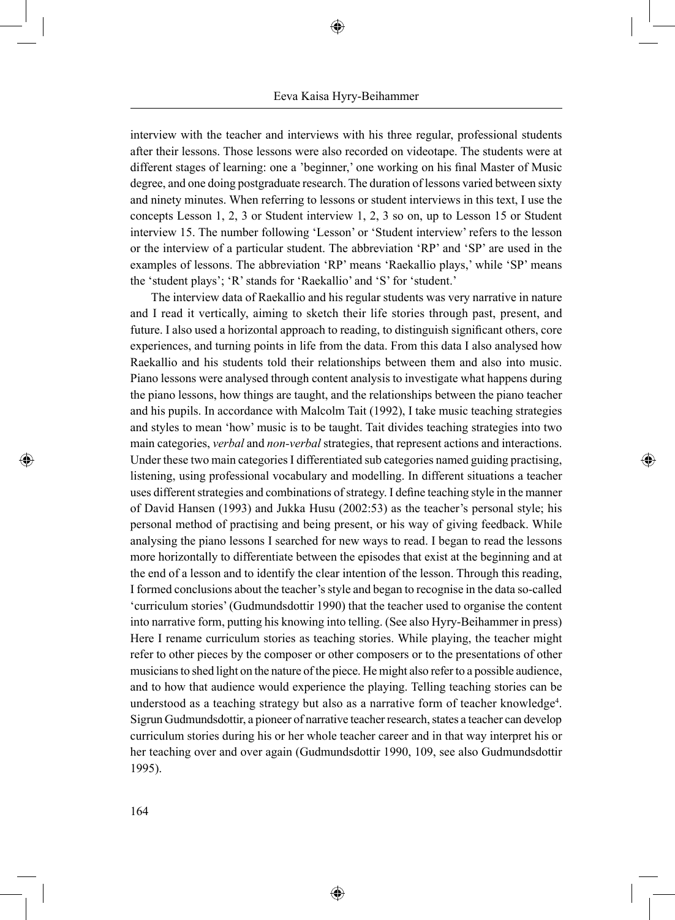interview with the teacher and interviews with his three regular, professional students after their lessons. Those lessons were also recorded on videotape. The students were at different stages of learning: one a 'beginner,' one working on his final Master of Music degree, and one doing postgraduate research. The duration of lessons varied between sixty and ninety minutes. When referring to lessons or student interviews in this text, I use the concepts Lesson 1, 2, 3 or Student interview 1, 2, 3 so on, up to Lesson 15 or Student interview 15. The number following 'Lesson' or 'Student interview' refers to the lesson or the interview of a particular student. The abbreviation 'RP' and 'SP' are used in the examples of lessons. The abbreviation 'RP' means 'Raekallio plays,' while 'SP' means the 'student plays'; 'R' stands for 'Raekallio' and 'S' for 'student.'

The interview data of Raekallio and his regular students was very narrative in nature and I read it vertically, aiming to sketch their life stories through past, present, and future. I also used a horizontal approach to reading, to distinguish significant others, core experiences, and turning points in life from the data. From this data I also analysed how Raekallio and his students told their relationships between them and also into music. Piano lessons were analysed through content analysis to investigate what happens during the piano lessons, how things are taught, and the relationships between the piano teacher and his pupils. In accordance with Malcolm Tait (1992), I take music teaching strategies and styles to mean 'how' music is to be taught. Tait divides teaching strategies into two main categories, *verbal* and *non-verbal* strategies, that represent actions and interactions. Under these two main categories I differentiated sub categories named guiding practising, listening, using professional vocabulary and modelling. In different situations a teacher uses different strategies and combinations of strategy. I define teaching style in the manner of David Hansen (1993) and Jukka Husu (2002:53) as the teacher's personal style; his personal method of practising and being present, or his way of giving feedback. While analysing the piano lessons I searched for new ways to read. I began to read the lessons more horizontally to differentiate between the episodes that exist at the beginning and at the end of a lesson and to identify the clear intention of the lesson. Through this reading, I formed conclusions about the teacher's style and began to recognise in the data so-called 'curriculum stories' (Gudmundsdottir 1990) that the teacher used to organise the content into narrative form, putting his knowing into telling. (See also Hyry-Beihammer in press) Here I rename curriculum stories as teaching stories. While playing, the teacher might refer to other pieces by the composer or other composers or to the presentations of other musicians to shed light on the nature of the piece. He might also refer to a possible audience, and to how that audience would experience the playing. Telling teaching stories can be understood as a teaching strategy but also as a narrative form of teacher knowledge[4]. Sigrun Gudmundsdottir, a pioneer of narrative teacher research, states a teacher can develop curriculum stories during his or her whole teacher career and in that way interpret his or her teaching over and over again (Gudmundsdottir 1990, 109, see also Gudmundsdottir 1995).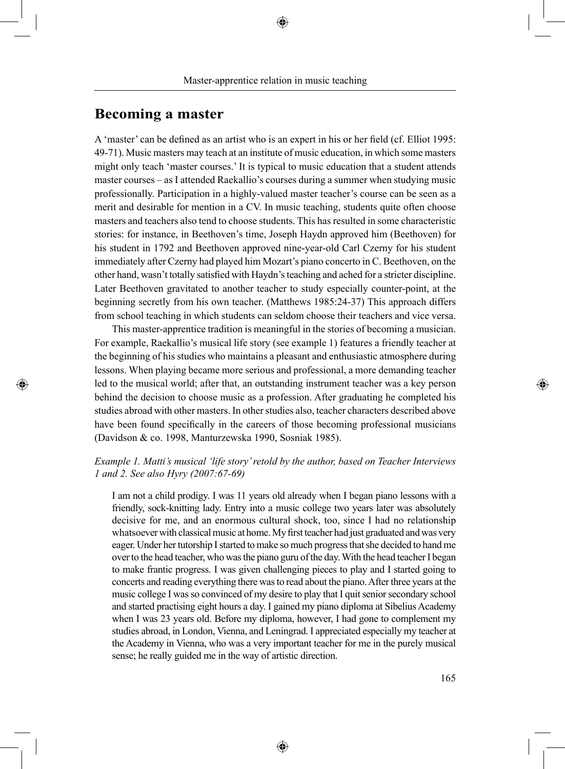## Becoming a master

A 'master' can be defined as an artist who is an expert in his or her field (cf. Elliot 1995: 49-71). Music masters may teach at an institute of music education, in which some masters might only teach 'master courses.' It is typical to music education that a student attends master courses – as I attended Raekallio's courses during a summer when studying music professionally. Participation in a highly-valued master teacher's course can be seen as a merit and desirable for mention in a CV. In music teaching, students quite often choose masters and teachers also tend to choose students. This has resulted in some characteristic stories: for instance, in Beethoven's time, Joseph Haydn approved him (Beethoven) for his student in 1792 and Beethoven approved nine-year-old Carl Czerny for his student immediately after Czerny had played him Mozart's piano concerto in C. Beethoven, on the other hand, wasn't totally satisfied with Haydn's teaching and ached for a stricter discipline. Later Beethoven gravitated to another teacher to study especially counter-point, at the beginning secretly from his own teacher. (Matthews 1985:24-37) This approach differs from school teaching in which students can seldom choose their teachers and vice versa.

This master-apprentice tradition is meaningful in the stories of becoming a musician. For example, Raekallio's musical life story (see example 1) features a friendly teacher at the beginning of his studies who maintains a pleasant and enthusiastic atmosphere during lessons. When playing became more serious and professional, a more demanding teacher led to the musical world; after that, an outstanding instrument teacher was a key person behind the decision to choose music as a profession. After graduating he completed his studies abroad with other masters. In other studies also, teacher characters described above have been found specifically in the careers of those becoming professional musicians (Davidson & co. 1998, Manturzewska 1990, Sosniak 1985).

*Example 1. Matti's musical 'life story' retold by the author, based on Teacher Interviews 1 and 2. See also Hyry (2007:67-69)*

> I am not a child prodigy. I was 11 years old already when I began piano lessons with a friendly, sock-knitting lady. Entry into a music college two years later was absolutely decisive for me, and an enormous cultural shock, too, since I had no relationship whatsoever with classical music at home. My first teacher had just graduated and was very eager. Under her tutorship I started to make so much progress that she decided to hand me over to the head teacher, who was the piano guru of the day. With the head teacher I began to make frantic progress. I was given challenging pieces to play and I started going to concerts and reading everything there was to read about the piano. After three years at the music college I was so convinced of my desire to play that I quit senior secondary school and started practising eight hours a day. I gained my piano diploma at Sibelius Academy when I was 23 years old. Before my diploma, however, I had gone to complement my studies abroad, in London, Vienna, and Leningrad. I appreciated especially my teacher at the Academy in Vienna, who was a very important teacher for me in the purely musical sense; he really guided me in the way of artistic direction.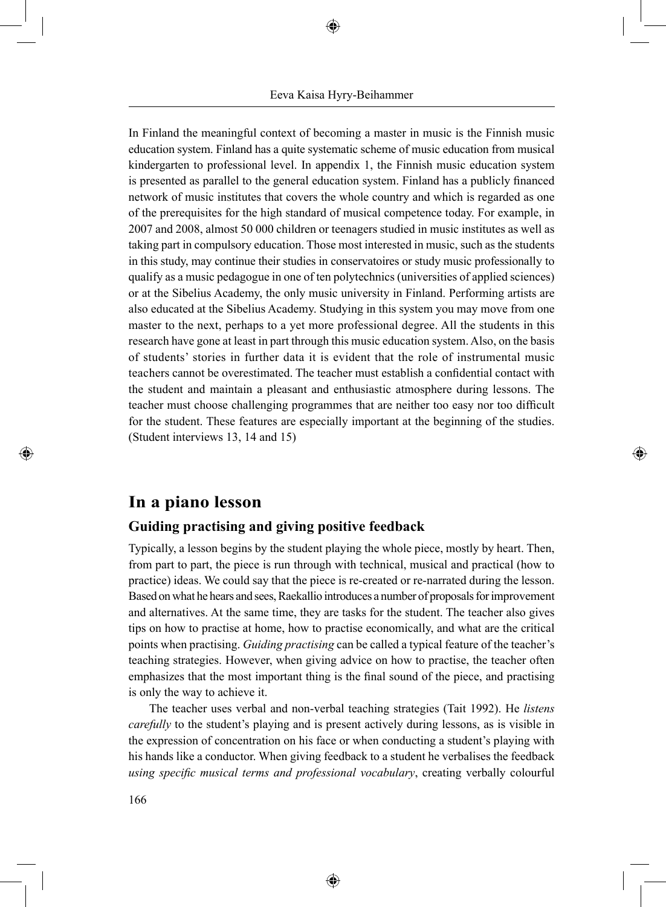In Finland the meaningful context of becoming a master in music is the Finnish music education system. Finland has a quite systematic scheme of music education from musical kindergarten to professional level. In appendix 1, the Finnish music education system is presented as parallel to the general education system. Finland has a publicly financed network of music institutes that covers the whole country and which is regarded as one of the prerequisites for the high standard of musical competence today. For example, in 2007 and 2008, almost 50 000 children or teenagers studied in music institutes as well as taking part in compulsory education. Those most interested in music, such as the students in this study, may continue their studies in conservatoires or study music professionally to qualify as a music pedagogue in one of ten polytechnics (universities of applied sciences) or at the Sibelius Academy, the only music university in Finland. Performing artists are also educated at the Sibelius Academy. Studying in this system you may move from one master to the next, perhaps to a yet more professional degree. All the students in this research have gone at least in part through this music education system. Also, on the basis of students' stories in further data it is evident that the role of instrumental music teachers cannot be overestimated. The teacher must establish a confidential contact with the student and maintain a pleasant and enthusiastic atmosphere during lessons. The teacher must choose challenging programmes that are neither too easy nor too difficult for the student. These features are especially important at the beginning of the studies. (Student interviews 13, 14 and 15)

## In a piano lesson

### Guiding practising and giving positive feedback

Typically, a lesson begins by the student playing the whole piece, mostly by heart. Then, from part to part, the piece is run through with technical, musical and practical (how to practice) ideas. We could say that the piece is re-created or re-narrated during the lesson. Based on what he hears and sees, Raekallio introduces a number of proposals for improvement and alternatives. At the same time, they are tasks for the student. The teacher also gives tips on how to practise at home, how to practise economically, and what are the critical points when practising. *Guiding practising* can be called a typical feature of the teacher's teaching strategies. However, when giving advice on how to practise, the teacher often emphasizes that the most important thing is the final sound of the piece, and practising is only the way to achieve it.

The teacher uses verbal and non-verbal teaching strategies (Tait 1992). He *listens carefully* to the student's playing and is present actively during lessons, as is visible in the expression of concentration on his face or when conducting a student's playing with his hands like a conductor. When giving feedback to a student he verbalises the feedback *using specific musical terms and professional vocabulary*, creating verbally colourful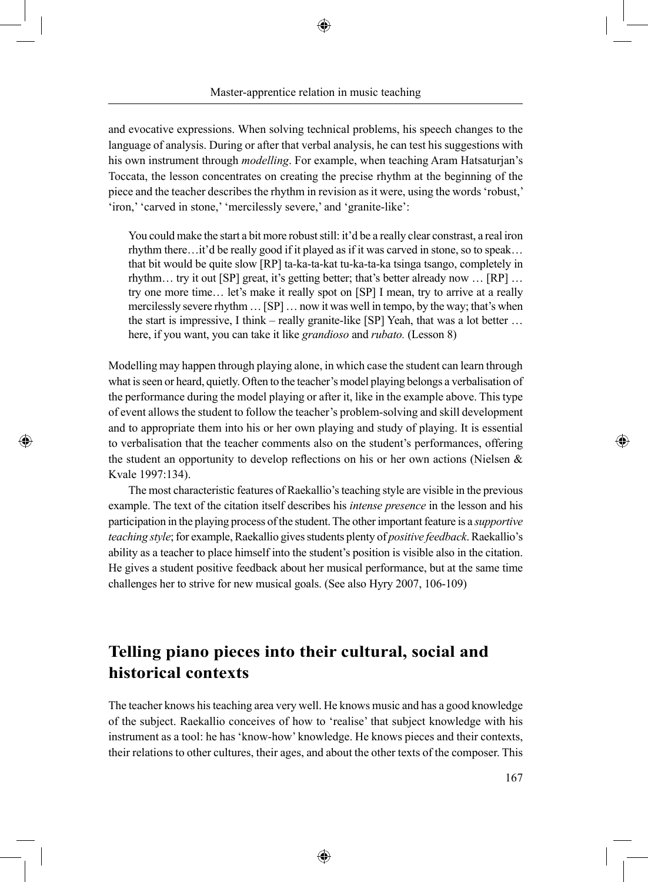and evocative expressions. When solving technical problems, his speech changes to the language of analysis. During or after that verbal analysis, he can test his suggestions with his own instrument through *modelling*. For example, when teaching Aram Hatsaturjan's Toccata, the lesson concentrates on creating the precise rhythm at the beginning of the piece and the teacher describes the rhythm in revision as it were, using the words 'robust,' 'iron,' 'carved in stone,' 'mercilessly severe,' and 'granite-like':

> You could make the start a bit more robust still: it'd be a really clear constrast, a real iron rhythm there…it'd be really good if it played as if it was carved in stone, so to speak… that bit would be quite slow [RP] ta-ka-ta-kat tu-ka-ta-ka tsinga tsango, completely in rhythm… try it out [SP] great, it's getting better; that's better already now … [RP] … try one more time… let's make it really spot on [SP] I mean, try to arrive at a really mercilessly severe rhythm … [SP] … now it was well in tempo, by the way; that's when the start is impressive, I think – really granite-like [SP] Yeah, that was a lot better … here, if you want, you can take it like *grandioso* and *rubato.* (Lesson 8)

Modelling may happen through playing alone, in which case the student can learn through what is seen or heard, quietly. Often to the teacher's model playing belongs a verbalisation of the performance during the model playing or after it, like in the example above. This type of event allows the student to follow the teacher's problem-solving and skill development and to appropriate them into his or her own playing and study of playing. It is essential to verbalisation that the teacher comments also on the student's performances, offering the student an opportunity to develop reflections on his or her own actions (Nielsen & Kvale 1997:134).

The most characteristic features of Raekallio's teaching style are visible in the previous example. The text of the citation itself describes his *intense presence* in the lesson and his participation in the playing process of the student. The other important feature is a *supportive teaching style*; for example, Raekallio gives students plenty of *positive feedback*. Raekallio's ability as a teacher to place himself into the student's position is visible also in the citation. He gives a student positive feedback about her musical performance, but at the same time challenges her to strive for new musical goals. (See also Hyry 2007, 106-109)

## Telling piano pieces into their cultural, social and historical contexts

The teacher knows his teaching area very well. He knows music and has a good knowledge of the subject. Raekallio conceives of how to 'realise' that subject knowledge with his instrument as a tool: he has 'know-how' knowledge. He knows pieces and their contexts, their relations to other cultures, their ages, and about the other texts of the composer. This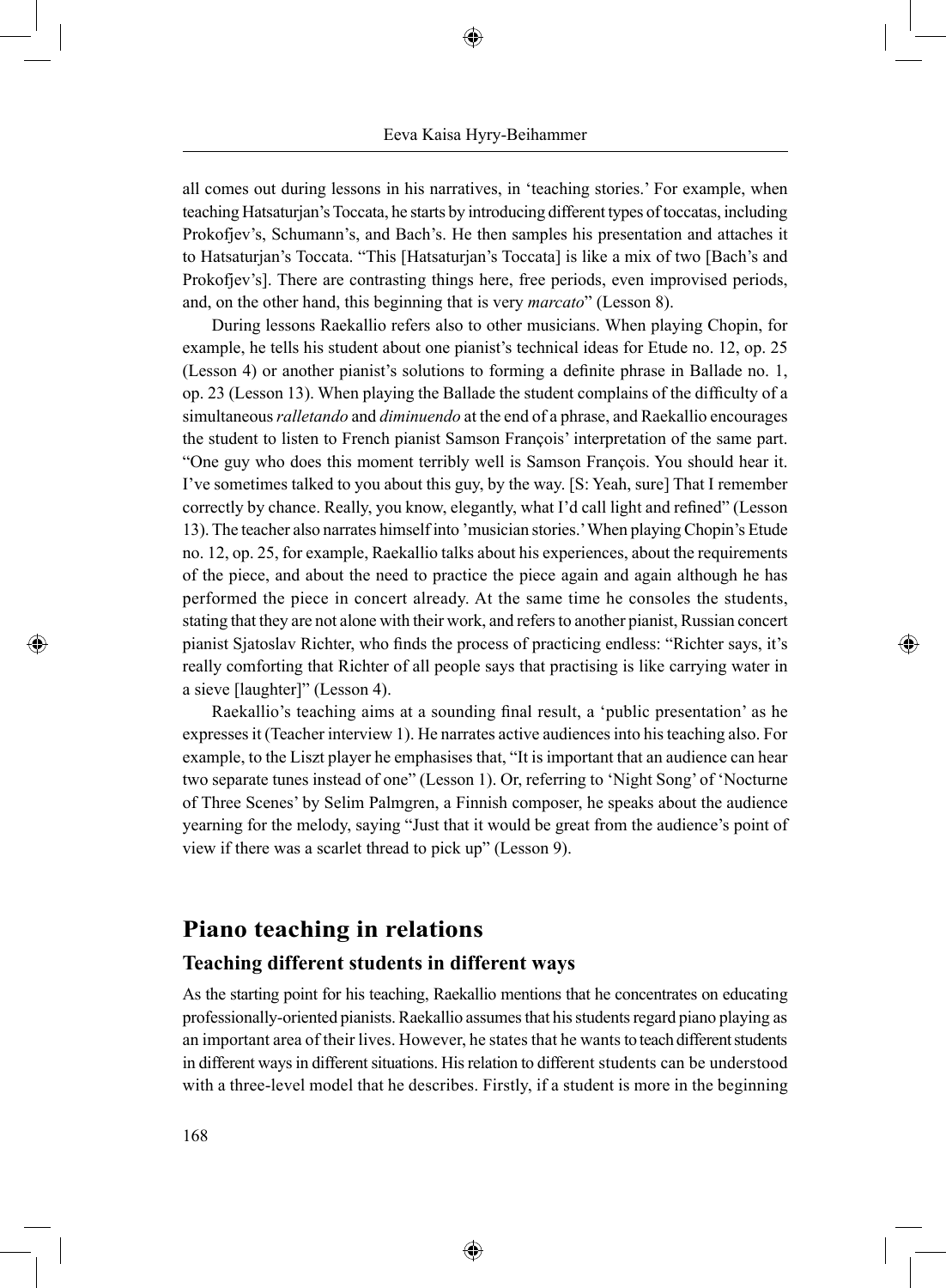all comes out during lessons in his narratives, in 'teaching stories.' For example, when teaching Hatsaturjan's Toccata, he starts by introducing different types of toccatas, including Prokofjev's, Schumann's, and Bach's. He then samples his presentation and attaches it to Hatsaturjan's Toccata. "This [Hatsaturjan's Toccata] is like a mix of two [Bach's and Prokofjev's]. There are contrasting things here, free periods, even improvised periods, and, on the other hand, this beginning that is very *marcato*" (Lesson 8).

During lessons Raekallio refers also to other musicians. When playing Chopin, for example, he tells his student about one pianist's technical ideas for Etude no. 12, op. 25 (Lesson 4) or another pianist's solutions to forming a definite phrase in Ballade no. 1, op. 23 (Lesson 13). When playing the Ballade the student complains of the difficulty of a simultaneous *ralletando* and *diminuendo* at the end of a phrase, and Raekallio encourages the student to listen to French pianist Samson François' interpretation of the same part. "One guy who does this moment terribly well is Samson François. You should hear it. I've sometimes talked to you about this guy, by the way. [S: Yeah, sure] That I remember correctly by chance. Really, you know, elegantly, what I'd call light and refined" (Lesson 13). The teacher also narrates himself into 'musician stories.' When playing Chopin's Etude no. 12, op. 25, for example, Raekallio talks about his experiences, about the requirements of the piece, and about the need to practice the piece again and again although he has performed the piece in concert already. At the same time he consoles the students, stating that they are not alone with their work, and refers to another pianist, Russian concert pianist Sjatoslav Richter, who finds the process of practicing endless: "Richter says, it's really comforting that Richter of all people says that practising is like carrying water in a sieve [laughter]" (Lesson 4).

Raekallio's teaching aims at a sounding final result, a 'public presentation' as he expresses it (Teacher interview 1). He narrates active audiences into his teaching also. For example, to the Liszt player he emphasises that, "It is important that an audience can hear two separate tunes instead of one" (Lesson 1). Or, referring to 'Night Song' of 'Nocturne of Three Scenes' by Selim Palmgren, a Finnish composer, he speaks about the audience yearning for the melody, saying "Just that it would be great from the audience's point of view if there was a scarlet thread to pick up" (Lesson 9).

## Piano teaching in relations

### Teaching different students in different ways

As the starting point for his teaching, Raekallio mentions that he concentrates on educating professionally-oriented pianists. Raekallio assumes that his students regard piano playing as an important area of their lives. However, he states that he wants to teach different students in different ways in different situations. His relation to different students can be understood with a three-level model that he describes. Firstly, if a student is more in the beginning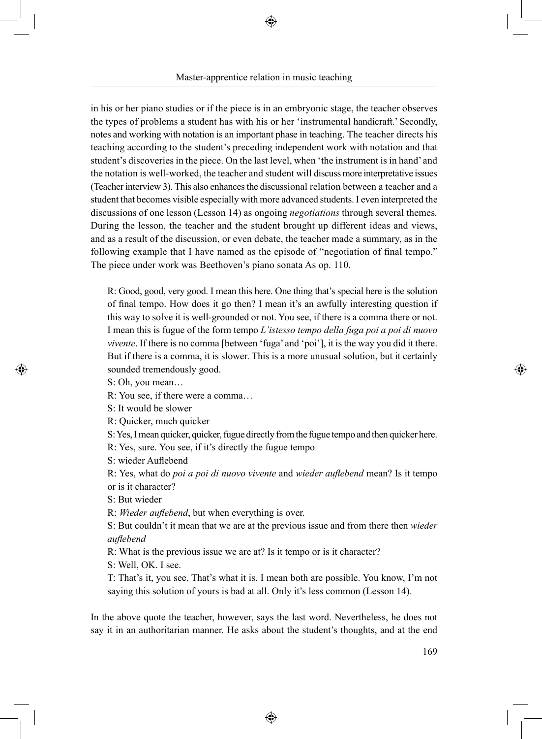in his or her piano studies or if the piece is in an embryonic stage, the teacher observes the types of problems a student has with his or her 'instrumental handicraft.' Secondly, notes and working with notation is an important phase in teaching. The teacher directs his teaching according to the student's preceding independent work with notation and that student's discoveries in the piece. On the last level, when 'the instrument is in hand' and the notation is well-worked, the teacher and student will discuss more interpretative issues (Teacher interview 3). This also enhances the discussional relation between a teacher and a student that becomes visible especially with more advanced students. I even interpreted the discussions of one lesson (Lesson 14) as ongoing *negotiations* through several themes. During the lesson, the teacher and the student brought up different ideas and views, and as a result of the discussion, or even debate, the teacher made a summary, as in the following example that I have named as the episode of "negotiation of final tempo." The piece under work was Beethoven's piano sonata As op. 110.

> R: Good, good, very good. I mean this here. One thing that's special here is the solution of final tempo. How does it go then? I mean it's an awfully interesting question if this way to solve it is well-grounded or not. You see, if there is a comma there or not. I mean this is fugue of the form tempo *L'istesso tempo della fuga poi a poi di nuovo vivente*. If there is no comma [between 'fuga' and 'poi'], it is the way you did it there. But if there is a comma, it is slower. This is a more unusual solution, but it certainly sounded tremendously good.
>
> S: Oh, you mean…
>
> R: You see, if there were a comma…
>
> S: It would be slower
>
> R: Quicker, much quicker
>
> S: Yes, I mean quicker, quicker, fugue directly from the fugue tempo and then quicker here.
>
> R: Yes, sure. You see, if it's directly the fugue tempo
>
> S: wieder Auflebend
>
> R: Yes, what do *poi a poi di nuovo vivente* and *wieder auflebend* mean? Is it tempo or is it character?
>
> S: But wieder
>
> R: *Wieder auflebend*, but when everything is over.
>
> S: But couldn't it mean that we are at the previous issue and from there then *wieder auflebend*
>
> R: What is the previous issue we are at? Is it tempo or is it character?
>
> S: Well, OK. I see.
>
> T: That's it, you see. That's what it is. I mean both are possible. You know, I'm not saying this solution of yours is bad at all. Only it's less common (Lesson 14).

In the above quote the teacher, however, says the last word. Nevertheless, he does not say it in an authoritarian manner. He asks about the student's thoughts, and at the end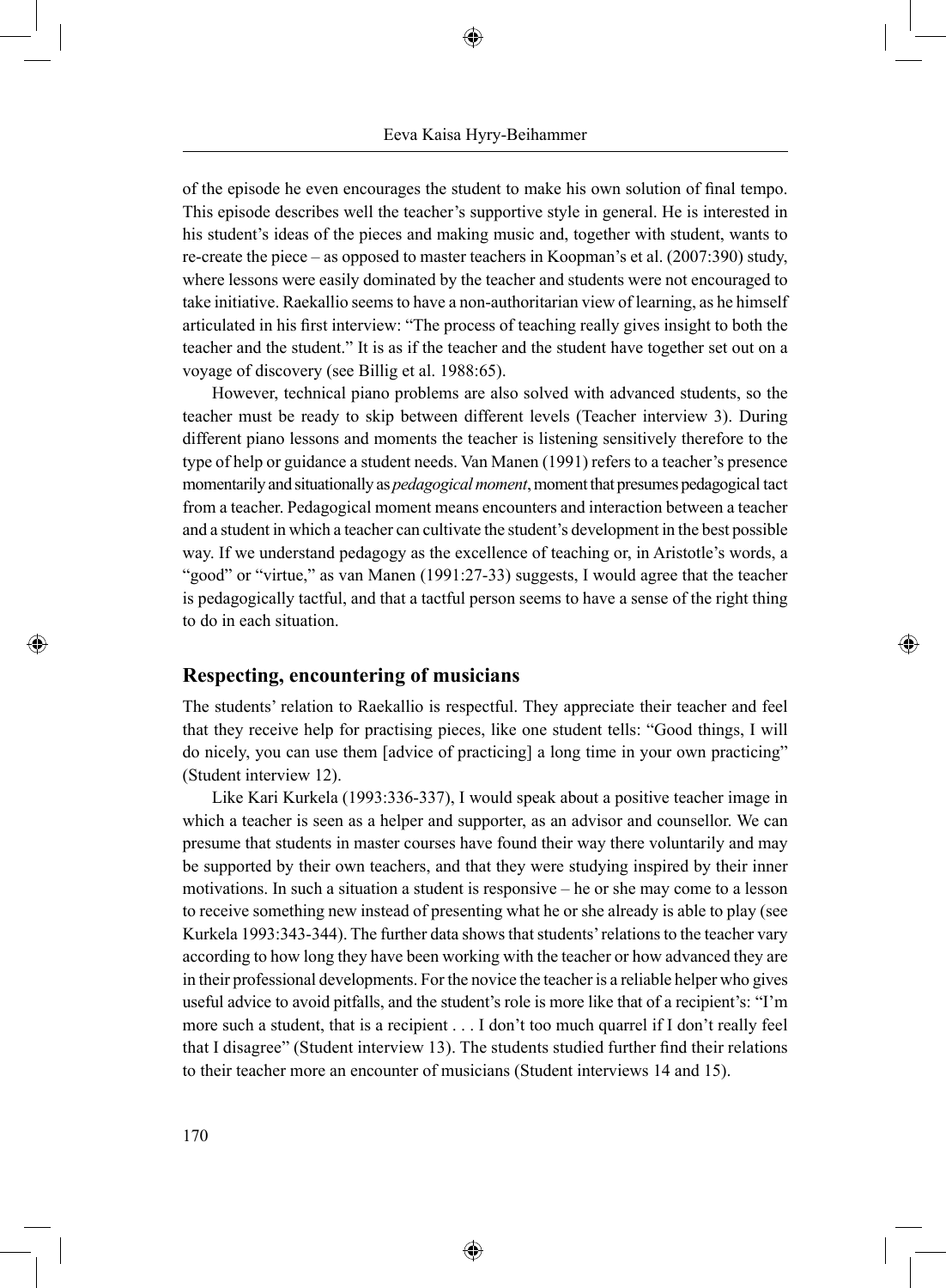of the episode he even encourages the student to make his own solution of final tempo. This episode describes well the teacher's supportive style in general. He is interested in his student's ideas of the pieces and making music and, together with student, wants to re-create the piece – as opposed to master teachers in Koopman's et al. (2007:390) study, where lessons were easily dominated by the teacher and students were not encouraged to take initiative. Raekallio seems to have a non-authoritarian view of learning, as he himself articulated in his first interview: "The process of teaching really gives insight to both the teacher and the student." It is as if the teacher and the student have together set out on a voyage of discovery (see Billig et al. 1988:65).

However, technical piano problems are also solved with advanced students, so the teacher must be ready to skip between different levels (Teacher interview 3). During different piano lessons and moments the teacher is listening sensitively therefore to the type of help or guidance a student needs. Van Manen (1991) refers to a teacher's presence momentarily and situationally as *pedagogical moment*, moment that presumes pedagogical tact from a teacher. Pedagogical moment means encounters and interaction between a teacher and a student in which a teacher can cultivate the student's development in the best possible way. If we understand pedagogy as the excellence of teaching or, in Aristotle's words, a "good" or "virtue," as van Manen (1991:27-33) suggests, I would agree that the teacher is pedagogically tactful, and that a tactful person seems to have a sense of the right thing to do in each situation.

## Respecting, encountering of musicians

The students' relation to Raekallio is respectful. They appreciate their teacher and feel that they receive help for practising pieces, like one student tells: "Good things, I will do nicely, you can use them [advice of practicing] a long time in your own practicing" (Student interview 12).

Like Kari Kurkela (1993:336-337), I would speak about a positive teacher image in which a teacher is seen as a helper and supporter, as an advisor and counsellor. We can presume that students in master courses have found their way there voluntarily and may be supported by their own teachers, and that they were studying inspired by their inner motivations. In such a situation a student is responsive – he or she may come to a lesson to receive something new instead of presenting what he or she already is able to play (see Kurkela 1993:343-344). The further data shows that students' relations to the teacher vary according to how long they have been working with the teacher or how advanced they are in their professional developments. For the novice the teacher is a reliable helper who gives useful advice to avoid pitfalls, and the student's role is more like that of a recipient's: "I'm more such a student, that is a recipient . . . I don't too much quarrel if I don't really feel that I disagree" (Student interview 13). The students studied further find their relations to their teacher more an encounter of musicians (Student interviews 14 and 15).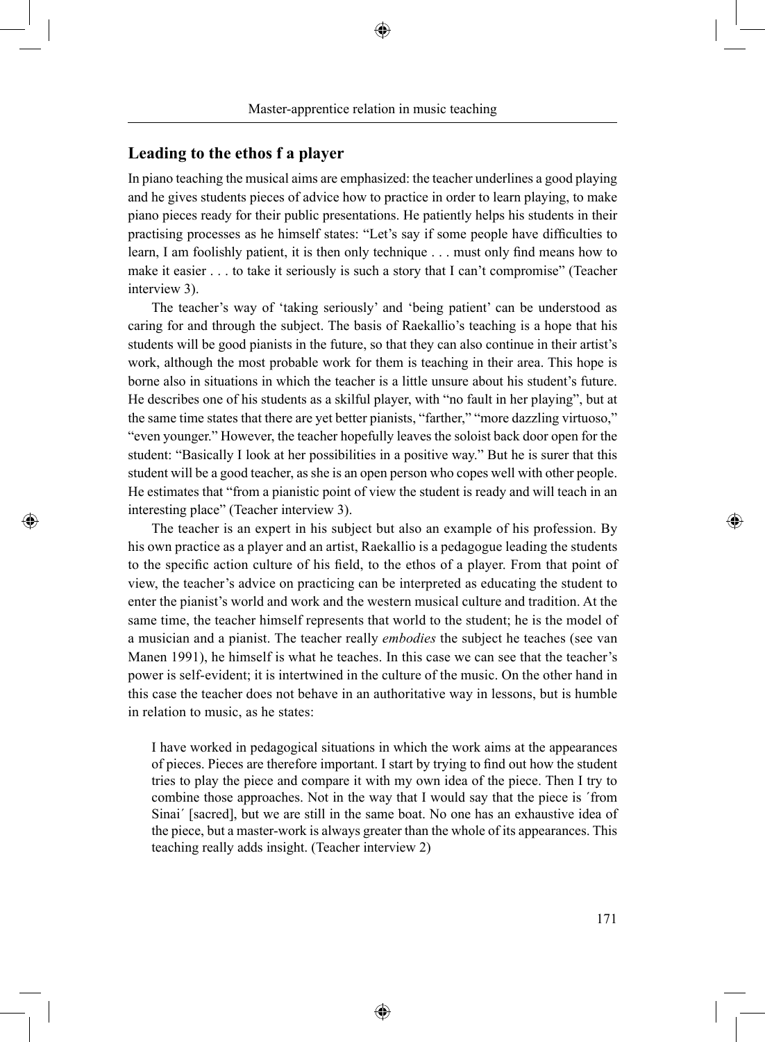## Leading to the ethos f a player

In piano teaching the musical aims are emphasized: the teacher underlines a good playing and he gives students pieces of advice how to practice in order to learn playing, to make piano pieces ready for their public presentations. He patiently helps his students in their practising processes as he himself states: "Let's say if some people have difficulties to learn, I am foolishly patient, it is then only technique . . . must only find means how to make it easier . . . to take it seriously is such a story that I can't compromise" (Teacher interview 3).

The teacher's way of 'taking seriously' and 'being patient' can be understood as caring for and through the subject. The basis of Raekallio's teaching is a hope that his students will be good pianists in the future, so that they can also continue in their artist's work, although the most probable work for them is teaching in their area. This hope is borne also in situations in which the teacher is a little unsure about his student's future. He describes one of his students as a skilful player, with "no fault in her playing", but at the same time states that there are yet better pianists, "farther," "more dazzling virtuoso," "even younger." However, the teacher hopefully leaves the soloist back door open for the student: "Basically I look at her possibilities in a positive way." But he is surer that this student will be a good teacher, as she is an open person who copes well with other people. He estimates that "from a pianistic point of view the student is ready and will teach in an interesting place" (Teacher interview 3).

The teacher is an expert in his subject but also an example of his profession. By his own practice as a player and an artist, Raekallio is a pedagogue leading the students to the specific action culture of his field, to the ethos of a player. From that point of view, the teacher's advice on practicing can be interpreted as educating the student to enter the pianist's world and work and the western musical culture and tradition. At the same time, the teacher himself represents that world to the student; he is the model of a musician and a pianist. The teacher really *embodies* the subject he teaches (see van Manen 1991), he himself is what he teaches. In this case we can see that the teacher's power is self-evident; it is intertwined in the culture of the music. On the other hand in this case the teacher does not behave in an authoritative way in lessons, but is humble in relation to music, as he states:

> I have worked in pedagogical situations in which the work aims at the appearances of pieces. Pieces are therefore important. I start by trying to find out how the student tries to play the piece and compare it with my own idea of the piece. Then I try to combine those approaches. Not in the way that I would say that the piece is ´from Sinai´ [sacred], but we are still in the same boat. No one has an exhaustive idea of the piece, but a master-work is always greater than the whole of its appearances. This teaching really adds insight. (Teacher interview 2)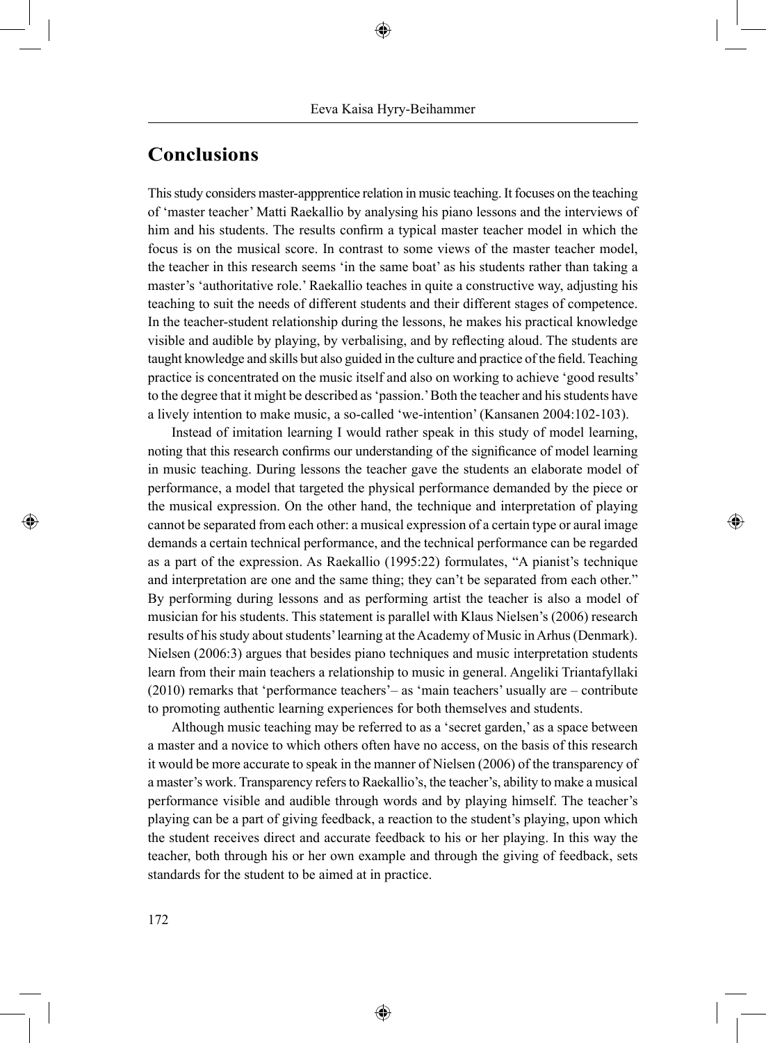## Conclusions

This study considers master-apprentice relation in music teaching. It focuses on the teaching of 'master teacher' Matti Raekallio by analysing his piano lessons and the interviews of him and his students. The results confirm a typical master teacher model in which the focus is on the musical score. In contrast to some views of the master teacher model, the teacher in this research seems 'in the same boat' as his students rather than taking a master's 'authoritative role.' Raekallio teaches in quite a constructive way, adjusting his teaching to suit the needs of different students and their different stages of competence. In the teacher-student relationship during the lessons, he makes his practical knowledge visible and audible by playing, by verbalising, and by reflecting aloud. The students are taught knowledge and skills but also guided in the culture and practice of the field. Teaching practice is concentrated on the music itself and also on working to achieve 'good results' to the degree that it might be described as 'passion.' Both the teacher and his students have a lively intention to make music, a so-called 'we-intention' (Kansanen 2004:102-103).

Instead of imitation learning I would rather speak in this study of model learning, noting that this research confirms our understanding of the significance of model learning in music teaching. During lessons the teacher gave the students an elaborate model of performance, a model that targeted the physical performance demanded by the piece or the musical expression. On the other hand, the technique and interpretation of playing cannot be separated from each other: a musical expression of a certain type or aural image demands a certain technical performance, and the technical performance can be regarded as a part of the expression. As Raekallio (1995:22) formulates, "A pianist's technique and interpretation are one and the same thing; they can't be separated from each other." By performing during lessons and as performing artist the teacher is also a model of musician for his students. This statement is parallel with Klaus Nielsen's (2006) research results of his study about students' learning at the Academy of Music in Arhus (Denmark). Nielsen (2006:3) argues that besides piano techniques and music interpretation students learn from their main teachers a relationship to music in general. Angeliki Triantafyllaki (2010) remarks that 'performance teachers'– as 'main teachers' usually are – contribute to promoting authentic learning experiences for both themselves and students.

Although music teaching may be referred to as a 'secret garden,' as a space between a master and a novice to which others often have no access, on the basis of this research it would be more accurate to speak in the manner of Nielsen (2006) of the transparency of a master's work. Transparency refers to Raekallio's, the teacher's, ability to make a musical performance visible and audible through words and by playing himself. The teacher's playing can be a part of giving feedback, a reaction to the student's playing, upon which the student receives direct and accurate feedback to his or her playing. In this way the teacher, both through his or her own example and through the giving of feedback, sets standards for the student to be aimed at in practice.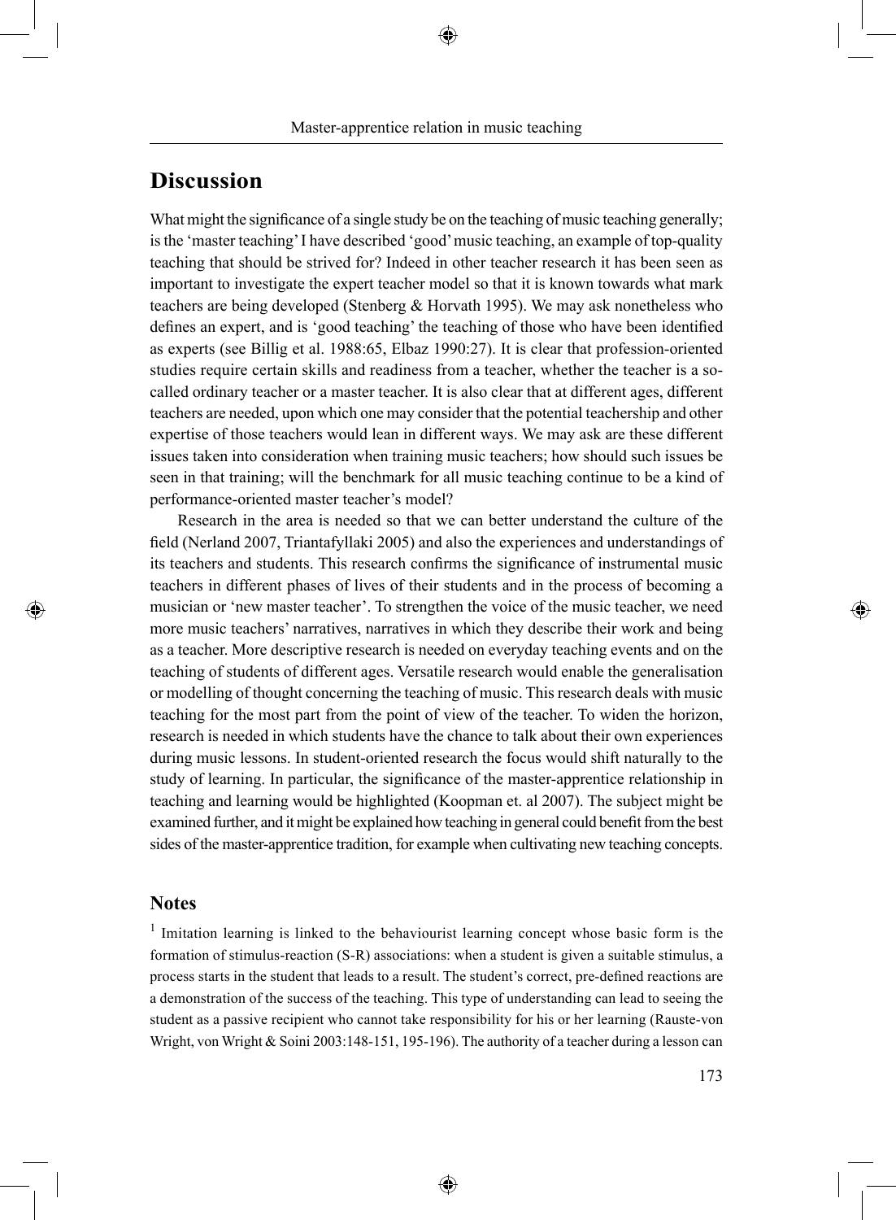## Discussion

What might the significance of a single study be on the teaching of music teaching generally; is the 'master teaching' I have described 'good' music teaching, an example of top-quality teaching that should be strived for? Indeed in other teacher research it has been seen as important to investigate the expert teacher model so that it is known towards what mark teachers are being developed (Stenberg & Horvath 1995). We may ask nonetheless who defines an expert, and is 'good teaching' the teaching of those who have been identified as experts (see Billig et al. 1988:65, Elbaz 1990:27). It is clear that profession-oriented studies require certain skills and readiness from a teacher, whether the teacher is a so-called ordinary teacher or a master teacher. It is also clear that at different ages, different teachers are needed, upon which one may consider that the potential teachership and other expertise of those teachers would lean in different ways. We may ask are these different issues taken into consideration when training music teachers; how should such issues be seen in that training; will the benchmark for all music teaching continue to be a kind of performance-oriented master teacher's model?

Research in the area is needed so that we can better understand the culture of the field (Nerland 2007, Triantafyllaki 2005) and also the experiences and understandings of its teachers and students. This research confirms the significance of instrumental music teachers in different phases of lives of their students and in the process of becoming a musician or 'new master teacher'. To strengthen the voice of the music teacher, we need more music teachers' narratives, narratives in which they describe their work and being as a teacher. More descriptive research is needed on everyday teaching events and on the teaching of students of different ages. Versatile research would enable the generalisation or modelling of thought concerning the teaching of music. This research deals with music teaching for the most part from the point of view of the teacher. To widen the horizon, research is needed in which students have the chance to talk about their own experiences during music lessons. In student-oriented research the focus would shift naturally to the study of learning. In particular, the significance of the master-apprentice relationship in teaching and learning would be highlighted (Koopman et. al 2007). The subject might be examined further, and it might be explained how teaching in general could benefit from the best sides of the master-apprentice tradition, for example when cultivating new teaching concepts.

### Notes

[1] Imitation learning is linked to the behaviourist learning concept whose basic form is the formation of stimulus-reaction (S-R) associations: when a student is given a suitable stimulus, a process starts in the student that leads to a result. The student's correct, pre-defined reactions are a demonstration of the success of the teaching. This type of understanding can lead to seeing the student as a passive recipient who cannot take responsibility for his or her learning (Rauste-von Wright, von Wright & Soini 2003:148-151, 195-196). The authority of a teacher during a lesson can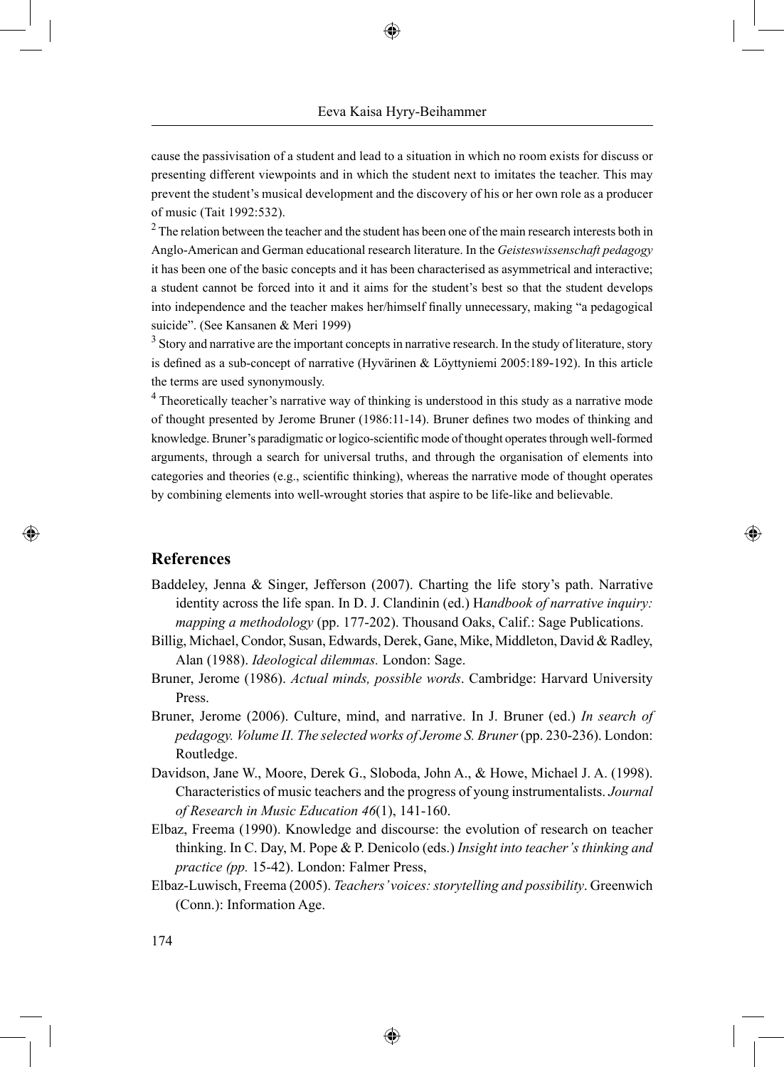cause the passivisation of a student and lead to a situation in which no room exists for discuss or presenting different viewpoints and in which the student next to imitates the teacher. This may prevent the student's musical development and the discovery of his or her own role as a producer of music (Tait 1992:532).

[2] The relation between the teacher and the student has been one of the main research interests both in Anglo-American and German educational research literature. In the *Geisteswissenschaft pedagogy* it has been one of the basic concepts and it has been characterised as asymmetrical and interactive; a student cannot be forced into it and it aims for the student's best so that the student develops into independence and the teacher makes her/himself finally unnecessary, making "a pedagogical suicide". (See Kansanen & Meri 1999)

[3] Story and narrative are the important concepts in narrative research. In the study of literature, story is defined as a sub-concept of narrative (Hyvärinen & Löyttyniemi 2005:189-192). In this article the terms are used synonymously.

[4] Theoretically teacher's narrative way of thinking is understood in this study as a narrative mode of thought presented by Jerome Bruner (1986:11-14). Bruner defines two modes of thinking and knowledge. Bruner's paradigmatic or logico-scientific mode of thought operates through well-formed arguments, through a search for universal truths, and through the organisation of elements into categories and theories (e.g., scientific thinking), whereas the narrative mode of thought operates by combining elements into well-wrought stories that aspire to be life-like and believable.

## References

Baddeley, Jenna & Singer, Jefferson (2007). Charting the life story's path. Narrative identity across the life span. In D. J. Clandinin (ed.) H*andbook of narrative inquiry: mapping a methodology* (pp. 177-202). Thousand Oaks, Calif.: Sage Publications.

Billig, Michael, Condor, Susan, Edwards, Derek, Gane, Mike, Middleton, David & Radley, Alan (1988). *Ideological dilemmas.* London: Sage.

Bruner, Jerome (1986). *Actual minds, possible words*. Cambridge: Harvard University Press.

Bruner, Jerome (2006). Culture, mind, and narrative. In J. Bruner (ed.) *In search of pedagogy. Volume II. The selected works of Jerome S. Bruner* (pp. 230-236). London: Routledge.

Davidson, Jane W., Moore, Derek G., Sloboda, John A., & Howe, Michael J. A. (1998). Characteristics of music teachers and the progress of young instrumentalists. *Journal of Research in Music Education 46*(1), 141-160.

Elbaz, Freema (1990). Knowledge and discourse: the evolution of research on teacher thinking. In C. Day, M. Pope & P. Denicolo (eds.) *Insight into teacher's thinking and practice (pp.* 15-42). London: Falmer Press,

Elbaz-Luwisch, Freema (2005). *Teachers' voices: storytelling and possibility*. Greenwich (Conn.): Information Age.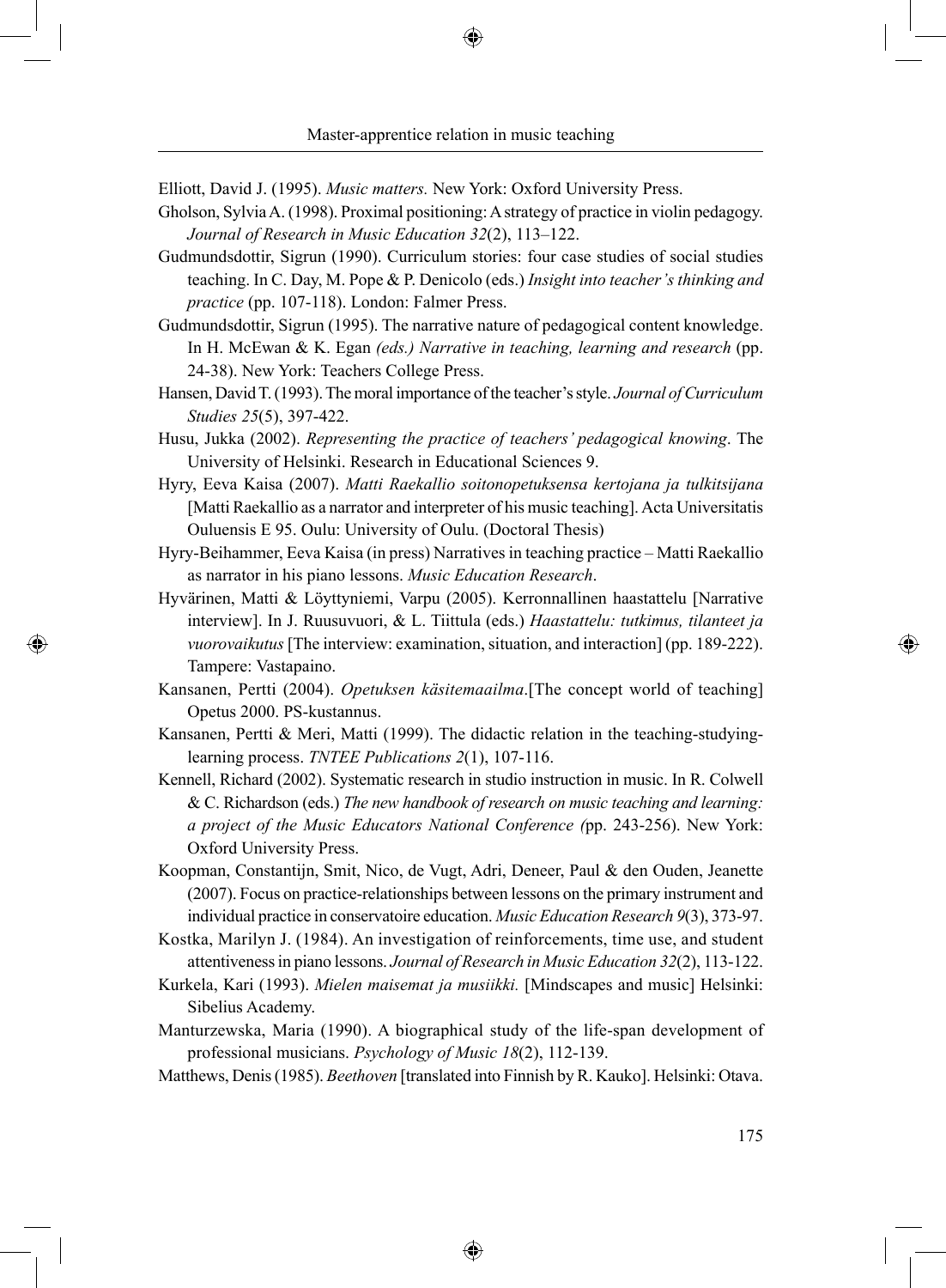Elliott, David J. (1995). *Music matters.* New York: Oxford University Press.

Gholson, Sylvia A. (1998). Proximal positioning: A strategy of practice in violin pedagogy. *Journal of Research in Music Education 32*(2), 113–122.

Gudmundsdottir, Sigrun (1990). Curriculum stories: four case studies of social studies teaching. In C. Day, M. Pope & P. Denicolo (eds.) *Insight into teacher's thinking and practice* (pp. 107-118). London: Falmer Press.

Gudmundsdottir, Sigrun (1995). The narrative nature of pedagogical content knowledge. In H. McEwan & K. Egan *(eds.) Narrative in teaching, learning and research* (pp. 24-38). New York: Teachers College Press.

Hansen, David T. (1993). The moral importance of the teacher's style. *Journal of Curriculum Studies 25*(5), 397-422.

Husu, Jukka (2002). *Representing the practice of teachers' pedagogical knowing*. The University of Helsinki. Research in Educational Sciences 9.

Hyry, Eeva Kaisa (2007). *Matti Raekallio soitonopetuksensa kertojana ja tulkitsijana* [Matti Raekallio as a narrator and interpreter of his music teaching]. Acta Universitatis Ouluensis E 95. Oulu: University of Oulu. (Doctoral Thesis)

Hyry-Beihammer, Eeva Kaisa (in press) Narratives in teaching practice – Matti Raekallio as narrator in his piano lessons. *Music Education Research*.

Hyvärinen, Matti & Löyttyniemi, Varpu (2005). Kerronnallinen haastattelu [Narrative interview]. In J. Ruusuvuori, & L. Tiittula (eds.) *Haastattelu: tutkimus, tilanteet ja vuorovaikutus* [The interview: examination, situation, and interaction] (pp. 189-222). Tampere: Vastapaino.

Kansanen, Pertti (2004). *Opetuksen käsitemaailma*.[The concept world of teaching] Opetus 2000. PS-kustannus.

Kansanen, Pertti & Meri, Matti (1999). The didactic relation in the teaching-studying-learning process. *TNTEE Publications 2*(1), 107-116.

Kennell, Richard (2002). Systematic research in studio instruction in music. In R. Colwell & C. Richardson (eds.) *The new handbook of research on music teaching and learning: a project of the Music Educators National Conference (*pp. 243-256). New York: Oxford University Press.

Koopman, Constantijn, Smit, Nico, de Vugt, Adri, Deneer, Paul & den Ouden, Jeanette (2007). Focus on practice-relationships between lessons on the primary instrument and individual practice in conservatoire education. *Music Education Research 9*(3), 373-97.

Kostka, Marilyn J. (1984). An investigation of reinforcements, time use, and student attentiveness in piano lessons. *Journal of Research in Music Education 32*(2), 113-122.

Kurkela, Kari (1993). *Mielen maisemat ja musiikki.* [Mindscapes and music] Helsinki: Sibelius Academy.

Manturzewska, Maria (1990). A biographical study of the life-span development of professional musicians. *Psychology of Music 18*(2), 112-139.

Matthews, Denis (1985). *Beethoven* [translated into Finnish by R. Kauko]. Helsinki: Otava.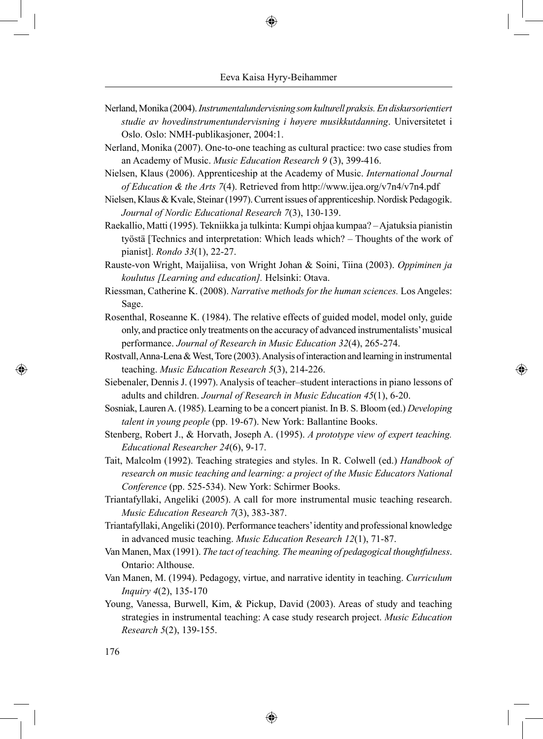Nerland, Monika (2004). *Instrumentalundervisning som kulturell praksis. En diskursorientiert studie av hovedinstrumentundervisning i høyere musikkutdanning*. Universitetet i Oslo. Oslo: NMH-publikasjoner, 2004:1.

Nerland, Monika (2007). One-to-one teaching as cultural practice: two case studies from an Academy of Music. *Music Education Research 9* (3), 399-416.

Nielsen, Klaus (2006). Apprenticeship at the Academy of Music. *International Journal of Education & the Arts 7*(4). Retrieved from http://www.ijea.org/v7n4/v7n4.pdf

Nielsen, Klaus & Kvale, Steinar (1997). Current issues of apprenticeship. Nordisk Pedagogik. *Journal of Nordic Educational Research 7*(3), 130-139.

Raekallio, Matti (1995). Tekniikka ja tulkinta: Kumpi ohjaa kumpaa? – Ajatuksia pianistin työstä [Technics and interpretation: Which leads which? – Thoughts of the work of pianist]. *Rondo 33*(1), 22-27.

Rauste-von Wright, Maijaliisa, von Wright Johan & Soini, Tiina (2003). *Oppiminen ja koulutus [Learning and education].* Helsinki: Otava.

Riessman, Catherine K. (2008). *Narrative methods for the human sciences.* Los Angeles: Sage.

Rosenthal, Roseanne K. (1984). The relative effects of guided model, model only, guide only, and practice only treatments on the accuracy of advanced instrumentalists' musical performance. *Journal of Research in Music Education 32*(4), 265-274.

Rostvall, Anna-Lena & West, Tore (2003). Analysis of interaction and learning in instrumental teaching. *Music Education Research 5*(3), 214-226.

Siebenaler, Dennis J. (1997). Analysis of teacher–student interactions in piano lessons of adults and children. *Journal of Research in Music Education 45*(1), 6-20.

Sosniak, Lauren A. (1985). Learning to be a concert pianist. In B. S. Bloom (ed.) *Developing talent in young people* (pp. 19-67). New York: Ballantine Books.

Stenberg, Robert J., & Horvath, Joseph A. (1995). *A prototype view of expert teaching. Educational Researcher 24*(6), 9-17.

Tait, Malcolm (1992). Teaching strategies and styles. In R. Colwell (ed.) *Handbook of research on music teaching and learning: a project of the Music Educators National Conference* (pp. 525-534). New York: Schirmer Books.

Triantafyllaki, Angeliki (2005). A call for more instrumental music teaching research. *Music Education Research 7*(3), 383-387.

Triantafyllaki, Angeliki (2010). Performance teachers' identity and professional knowledge in advanced music teaching. *Music Education Research 12*(1), 71-87.

Van Manen, Max (1991). *The tact of teaching. The meaning of pedagogical thoughtfulness*. Ontario: Althouse.

Van Manen, M. (1994). Pedagogy, virtue, and narrative identity in teaching. *Curriculum Inquiry 4*(2), 135-170

Young, Vanessa, Burwell, Kim, & Pickup, David (2003). Areas of study and teaching strategies in instrumental teaching: A case study research project. *Music Education Research 5*(2), 139-155.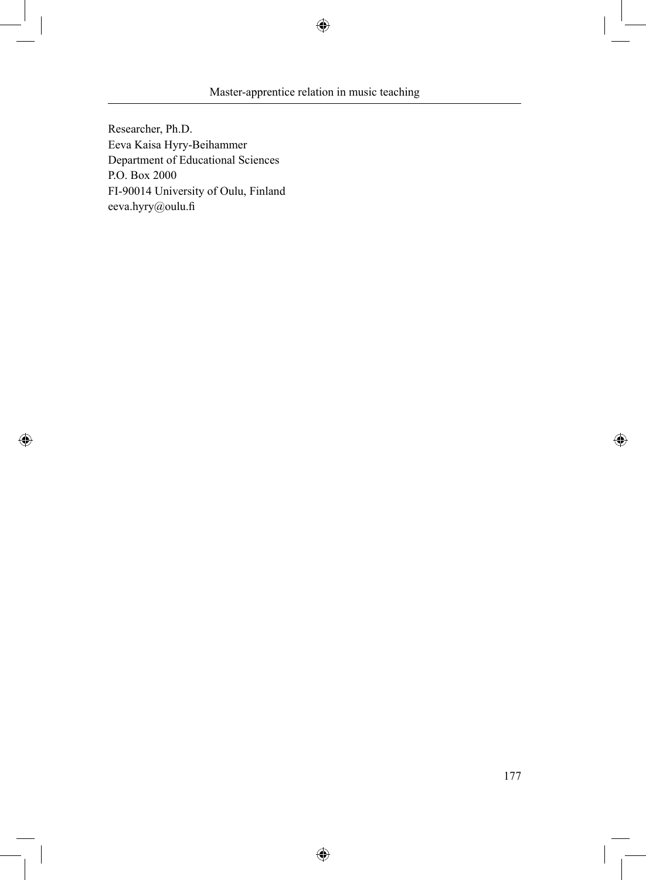Researcher, Ph.D.
Eeva Kaisa Hyry-Beihammer
Department of Educational Sciences
P.O. Box 2000
FI-90014 University of Oulu, Finland
eeva.hyry@oulu.fi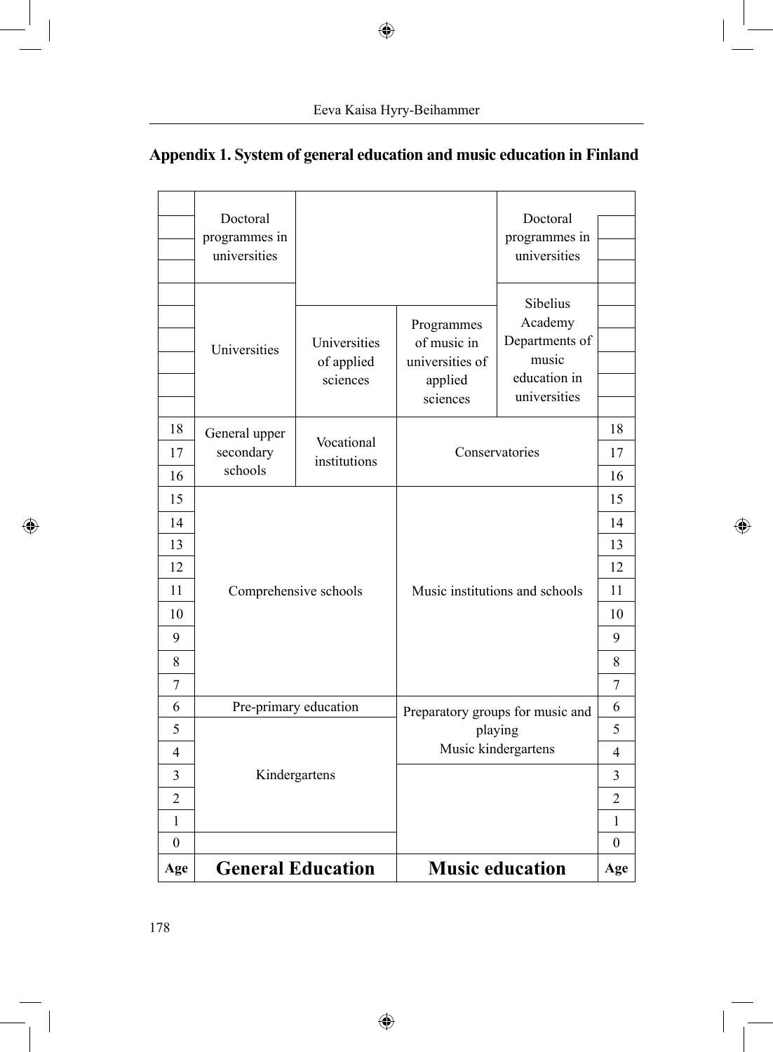## Appendix 1. System of general education and music education in Finland

| Age | General Education | | Music education | | Age |
|---|---|---|---|---|---|
| | Doctoral programmes in universities | | | Doctoral programmes in universities | |
| | Universities | Universities of applied sciences | Programmes of music in universities of applied sciences | Sibelius Academy Departments of music education in universities | |
| 18 | General upper secondary schools | Vocational institutions | Conservatories | | 18 |
| 17 | General upper secondary schools | Vocational institutions | Conservatories | | 17 |
| 16 | General upper secondary schools | Vocational institutions | Conservatories | | 16 |
| 15 | Comprehensive schools | | Music institutions and schools | | 15 |
| 14 | Comprehensive schools | | Music institutions and schools | | 14 |
| 13 | Comprehensive schools | | Music institutions and schools | | 13 |
| 12 | Comprehensive schools | | Music institutions and schools | | 12 |
| 11 | Comprehensive schools | | Music institutions and schools | | 11 |
| 10 | Comprehensive schools | | Music institutions and schools | | 10 |
| 9 | Comprehensive schools | | Music institutions and schools | | 9 |
| 8 | Comprehensive schools | | Music institutions and schools | | 8 |
| 7 | Comprehensive schools | | Music institutions and schools | | 7 |
| 6 | Pre-primary education | | Preparatory groups for music and playing Music kindergartens | | 6 |
| 5 | Kindergartens | | Preparatory groups for music and playing Music kindergartens | | 5 |
| 4 | Kindergartens | | Preparatory groups for music and playing Music kindergartens | | 4 |
| 3 | Kindergartens | | | | 3 |
| 2 | Kindergartens | | | | 2 |
| 1 | Kindergartens | | | | 1 |
| 0 | | | | | 0 |